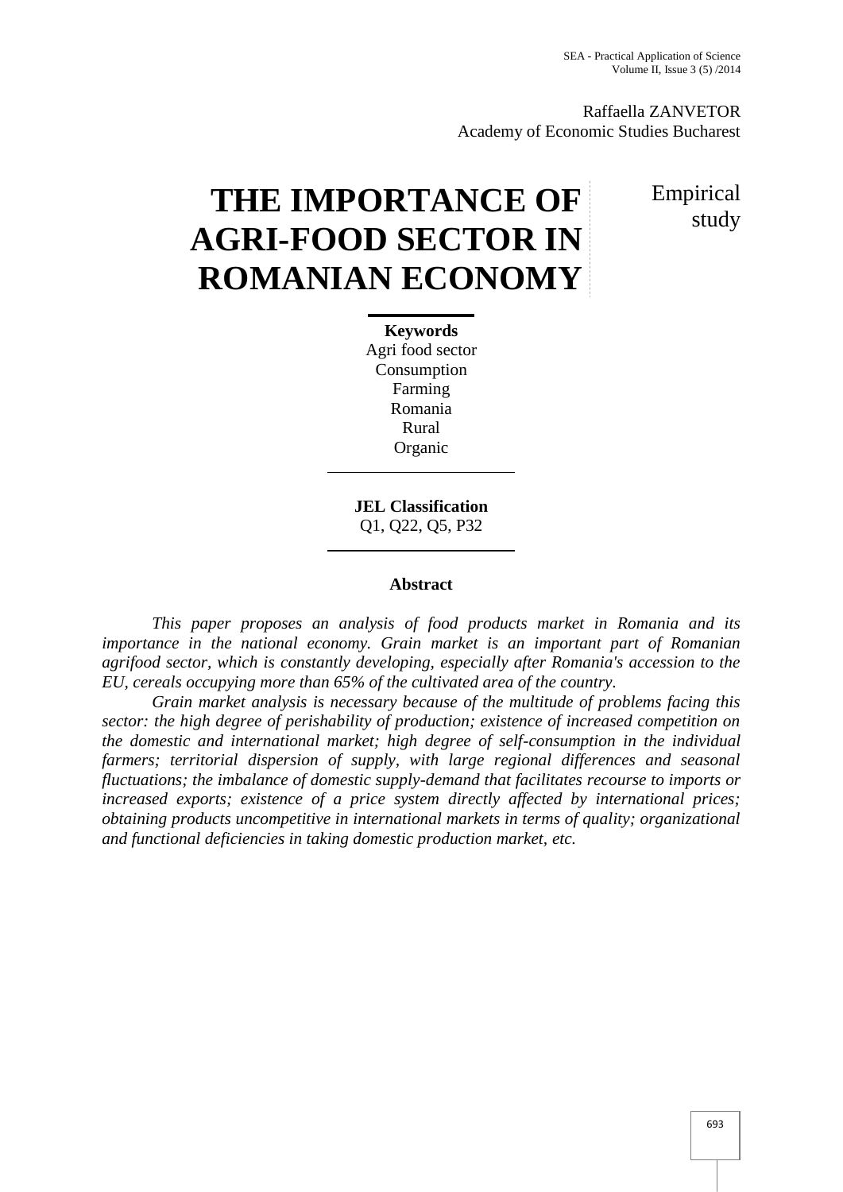Raffaella ZANVETOR
Academy of Economic Studies Bucharest

# THE IMPORTANCE OF AGRI-FOOD SECTOR IN ROMANIAN ECONOMY

Empirical study

**Keywords**
Agri food sector
Consumption
Farming
Romania
Rural
Organic

**JEL Classification**
Q1, Q22, Q5, P32

**Abstract**

*This paper proposes an analysis of food products market in Romania and its importance in the national economy. Grain market is an important part of Romanian agrifood sector, which is constantly developing, especially after Romania's accession to the EU, cereals occupying more than 65% of the cultivated area of the country.*

*Grain market analysis is necessary because of the multitude of problems facing this sector: the high degree of perishability of production; existence of increased competition on the domestic and international market; high degree of self-consumption in the individual farmers; territorial dispersion of supply, with large regional differences and seasonal fluctuations; the imbalance of domestic supply-demand that facilitates recourse to imports or increased exports; existence of a price system directly affected by international prices; obtaining products uncompetitive in international markets in terms of quality; organizational and functional deficiencies in taking domestic production market, etc.*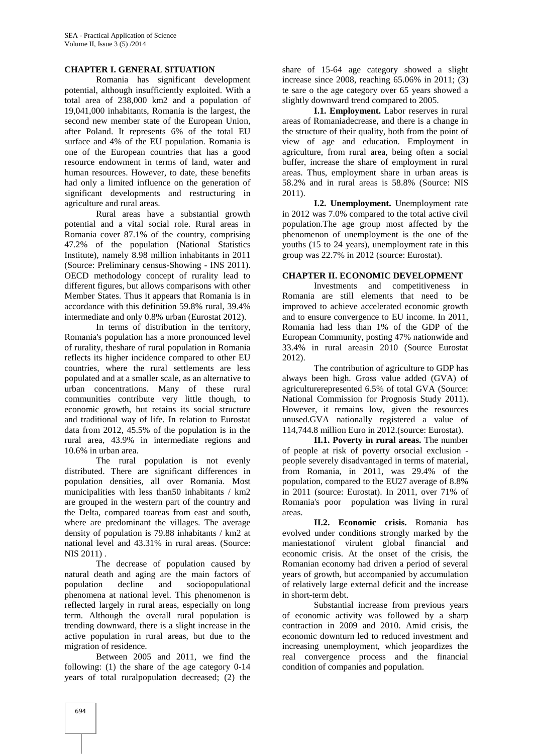## CHAPTER I. GENERAL SITUATION

Romania has significant development potential, although insufficiently exploited. With a total area of 238,000 km2 and a population of 19,041,000 inhabitants, Romania is the largest, the second new member state of the European Union, after Poland. It represents 6% of the total EU surface and 4% of the EU population. Romania is one of the European countries that has a good resource endowment in terms of land, water and human resources. However, to date, these benefits had only a limited influence on the generation of significant developments and restructuring in agriculture and rural areas.

Rural areas have a substantial growth potential and a vital social role. Rural areas in Romania cover 87.1% of the country, comprising 47.2% of the population (National Statistics Institute), namely 8.98 million inhabitants in 2011 (Source: Preliminary census-Showing - INS 2011). OECD methodology concept of rurality lead to different figures, but allows comparisons with other Member States. Thus it appears that Romania is in accordance with this definition 59.8% rural, 39.4% intermediate and only 0.8% urban (Eurostat 2012).

In terms of distribution in the territory, Romania's population has a more pronounced level of rurality, theshare of rural population in Romania reflects its higher incidence compared to other EU countries, where the rural settlements are less populated and at a smaller scale, as an alternative to urban concentrations. Many of these rural communities contribute very little though, to economic growth, but retains its social structure and traditional way of life. In relation to Eurostat data from 2012, 45.5% of the population is in the rural area, 43.9% in intermediate regions and 10.6% in urban area.

The rural population is not evenly distributed. There are significant differences in population densities, all over Romania. Most municipalities with less than50 inhabitants / km2 are grouped in the western part of the country and the Delta, compared toareas from east and south, where are predominant the villages. The average density of population is 79.88 inhabitants / km2 at national level and 43.31% in rural areas. (Source: NIS 2011) .

The decrease of population caused by natural death and aging are the main factors of population decline and sociopopulational phenomena at national level. This phenomenon is reflected largely in rural areas, especially on long term. Although the overall rural population is trending downward, there is a slight increase in the active population in rural areas, but due to the migration of residence.

Between 2005 and 2011, we find the following: (1) the share of the age category 0-14 years of total ruralpopulation decreased; (2) the share of 15-64 age category showed a slight increase since 2008, reaching 65.06% in 2011; (3) te sare o the age category over 65 years showed a slightly downward trend compared to 2005.

**I.1. Employment.** Labor reserves in rural areas of Romaniadecrease, and there is a change in the structure of their quality, both from the point of view of age and education. Employment in agriculture, from rural area, being often a social buffer, increase the share of employment in rural areas. Thus, employment share in urban areas is 58.2% and in rural areas is 58.8% (Source: NIS 2011).

**I.2. Unemployment.** Unemployment rate in 2012 was 7.0% compared to the total active civil population.The age group most affected by the phenomenon of unemployment is the one of the youths (15 to 24 years), unemployment rate in this group was 22.7% in 2012 (source: Eurostat).

## CHAPTER II. ECONOMIC DEVELOPMENT

Investments and competitiveness in Romania are still elements that need to be improved to achieve accelerated economic growth and to ensure convergence to EU income. In 2011, Romania had less than 1% of the GDP of the European Community, posting 47% nationwide and 33.4% in rural areasin 2010 (Source Eurostat 2012).

The contribution of agriculture to GDP has always been high. Gross value added (GVA) of agriculturerepresented 6.5% of total GVA (Source: National Commission for Prognosis Study 2011). However, it remains low, given the resources unused.GVA nationally registered a value of 114,744.8 million Euro in 2012.(source: Eurostat).

**II.1. Poverty in rural areas.** The number of people at risk of poverty orsocial exclusion - people severely disadvantaged in terms of material, from Romania, in 2011, was 29.4% of the population, compared to the EU27 average of 8.8% in 2011 (source: Eurostat). In 2011, over 71% of Romania's poor population was living in rural areas.

**II.2. Economic crisis.** Romania has evolved under conditions strongly marked by the maniestationof virulent global financial and economic crisis. At the onset of the crisis, the Romanian economy had driven a period of several years of growth, but accompanied by accumulation of relatively large external deficit and the increase in short-term debt.

Substantial increase from previous years of economic activity was followed by a sharp contraction in 2009 and 2010. Amid crisis, the economic downturn led to reduced investment and increasing unemployment, which jeopardizes the real convergence process and the financial condition of companies and population.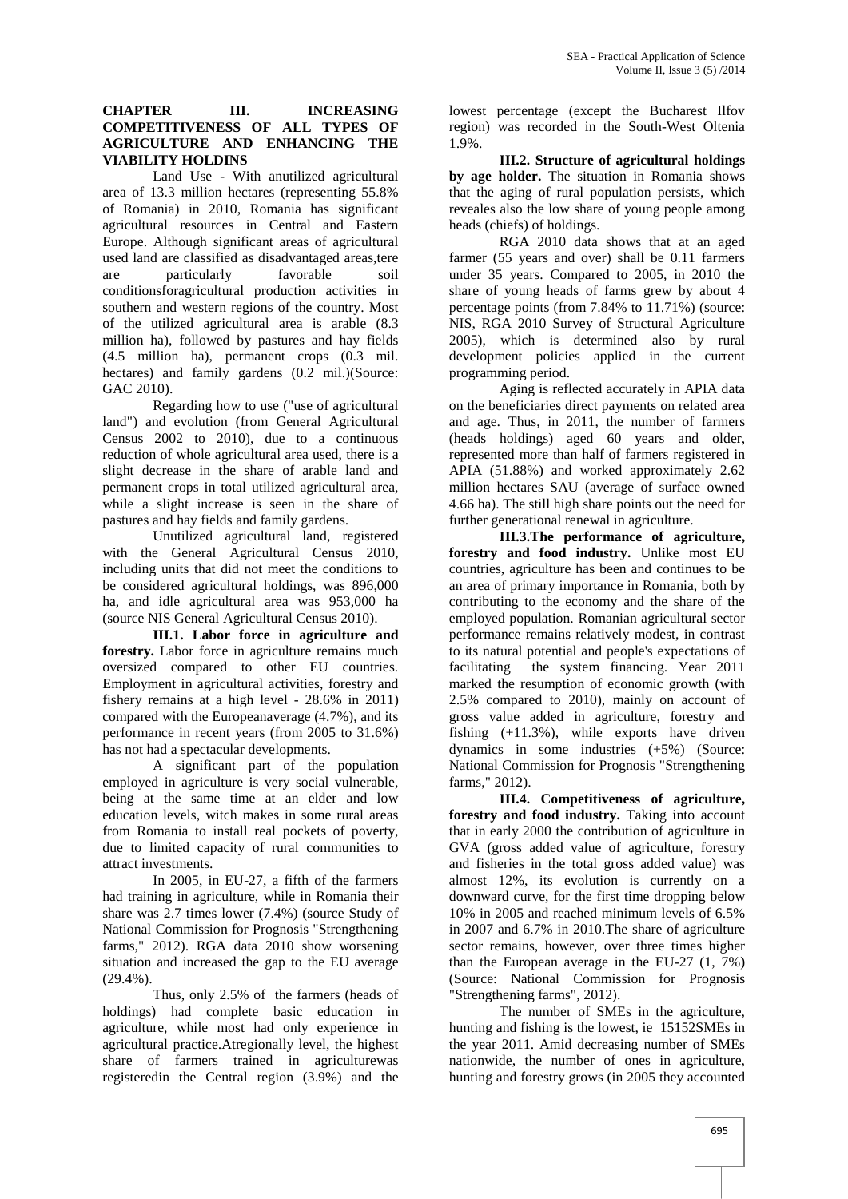## CHAPTER III. INCREASING COMPETITIVENESS OF ALL TYPES OF AGRICULTURE AND ENHANCING THE VIABILITY HOLDINS

Land Use - With anutilized agricultural area of 13.3 million hectares (representing 55.8% of Romania) in 2010, Romania has significant agricultural resources in Central and Eastern Europe. Although significant areas of agricultural used land are classified as disadvantaged areas,tere are particularly favorable soil conditionsforagricultural production activities in southern and western regions of the country. Most of the utilized agricultural area is arable (8.3 million ha), followed by pastures and hay fields (4.5 million ha), permanent crops (0.3 mil. hectares) and family gardens (0.2 mil.)(Source: GAC 2010).

Regarding how to use ("use of agricultural land") and evolution (from General Agricultural Census 2002 to 2010), due to a continuous reduction of whole agricultural area used, there is a slight decrease in the share of arable land and permanent crops in total utilized agricultural area, while a slight increase is seen in the share of pastures and hay fields and family gardens.

Unutilized agricultural land, registered with the General Agricultural Census 2010, including units that did not meet the conditions to be considered agricultural holdings, was 896,000 ha, and idle agricultural area was 953,000 ha (source NIS General Agricultural Census 2010).

**III.1. Labor force in agriculture and forestry.** Labor force in agriculture remains much oversized compared to other EU countries. Employment in agricultural activities, forestry and fishery remains at a high level - 28.6% in 2011) compared with the Europeanaverage (4.7%), and its performance in recent years (from 2005 to 31.6%) has not had a spectacular developments.

A significant part of the population employed in agriculture is very social vulnerable, being at the same time at an elder and low education levels, witch makes in some rural areas from Romania to install real pockets of poverty, due to limited capacity of rural communities to attract investments.

In 2005, in EU-27, a fifth of the farmers had training in agriculture, while in Romania their share was 2.7 times lower (7.4%) (source Study of National Commission for Prognosis "Strengthening farms," 2012). RGA data 2010 show worsening situation and increased the gap to the EU average (29.4%).

Thus, only 2.5% of the farmers (heads of holdings) had complete basic education in agriculture, while most had only experience in agricultural practice.Atregionally level, the highest share of farmers trained in agriculturewas registeredin the Central region (3.9%) and the lowest percentage (except the Bucharest Ilfov region) was recorded in the South-West Oltenia 1.9%.

**III.2. Structure of agricultural holdings by age holder.** The situation in Romania shows that the aging of rural population persists, which reveales also the low share of young people among heads (chiefs) of holdings.

RGA 2010 data shows that at an aged farmer (55 years and over) shall be 0.11 farmers under 35 years. Compared to 2005, in 2010 the share of young heads of farms grew by about 4 percentage points (from 7.84% to 11.71%) (source: NIS, RGA 2010 Survey of Structural Agriculture 2005), which is determined also by rural development policies applied in the current programming period.

Aging is reflected accurately in APIA data on the beneficiaries direct payments on related area and age. Thus, in 2011, the number of farmers (heads holdings) aged 60 years and older, represented more than half of farmers registered in APIA (51.88%) and worked approximately 2.62 million hectares SAU (average of surface owned 4.66 ha). The still high share points out the need for further generational renewal in agriculture.

**III.3.The performance of agriculture, forestry and food industry.** Unlike most EU countries, agriculture has been and continues to be an area of primary importance in Romania, both by contributing to the economy and the share of the employed population. Romanian agricultural sector performance remains relatively modest, in contrast to its natural potential and people's expectations of facilitating the system financing. Year 2011 marked the resumption of economic growth (with 2.5% compared to 2010), mainly on account of gross value added in agriculture, forestry and fishing (+11.3%), while exports have driven dynamics in some industries (+5%) (Source: National Commission for Prognosis "Strengthening farms," 2012).

**III.4. Competitiveness of agriculture, forestry and food industry.** Taking into account that in early 2000 the contribution of agriculture in GVA (gross added value of agriculture, forestry and fisheries in the total gross added value) was almost 12%, its evolution is currently on a downward curve, for the first time dropping below 10% in 2005 and reached minimum levels of 6.5% in 2007 and 6.7% in 2010.The share of agriculture sector remains, however, over three times higher than the European average in the EU-27 (1, 7%) (Source: National Commission for Prognosis "Strengthening farms", 2012).

The number of SMEs in the agriculture, hunting and fishing is the lowest, ie 15152SMEs in the year 2011. Amid decreasing number of SMEs nationwide, the number of ones in agriculture, hunting and forestry grows (in 2005 they accounted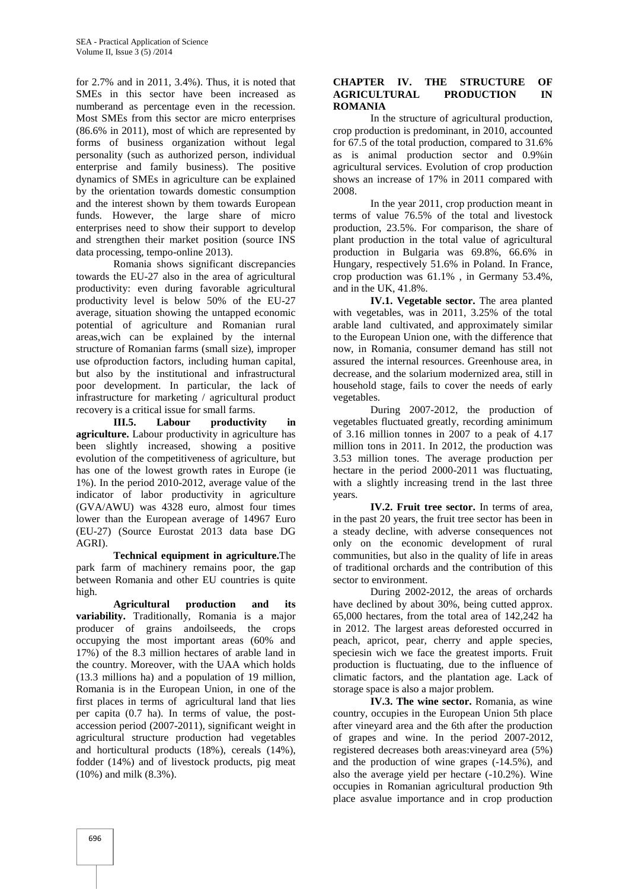for 2.7% and in 2011, 3.4%). Thus, it is noted that SMEs in this sector have been increased as numberand as percentage even in the recession. Most SMEs from this sector are micro enterprises (86.6% in 2011), most of which are represented by forms of business organization without legal personality (such as authorized person, individual enterprise and family business). The positive dynamics of SMEs in agriculture can be explained by the orientation towards domestic consumption and the interest shown by them towards European funds. However, the large share of micro enterprises need to show their support to develop and strengthen their market position (source INS data processing, tempo-online 2013).

Romania shows significant discrepancies towards the EU-27 also in the area of agricultural productivity: even during favorable agricultural productivity level is below 50% of the EU-27 average, situation showing the untapped economic potential of agriculture and Romanian rural areas,wich can be explained by the internal structure of Romanian farms (small size), improper use ofproduction factors, including human capital, but also by the institutional and infrastructural poor development. In particular, the lack of infrastructure for marketing / agricultural product recovery is a critical issue for small farms.

**III.5. Labour productivity in agriculture.** Labour productivity in agriculture has been slightly increased, showing a positive evolution of the competitiveness of agriculture, but has one of the lowest growth rates in Europe (ie 1%). In the period 2010-2012, average value of the indicator of labor productivity in agriculture (GVA/AWU) was 4328 euro, almost four times lower than the European average of 14967 Euro (EU-27) (Source Eurostat 2013 data base DG AGRI).

**Technical equipment in agriculture.**The park farm of machinery remains poor, the gap between Romania and other EU countries is quite high.

**Agricultural production and its variability.** Traditionally, Romania is a major producer of grains andoilseeds, the crops occupying the most important areas (60% and 17%) of the 8.3 million hectares of arable land in the country. Moreover, with the UAA which holds (13.3 millions ha) and a population of 19 million, Romania is in the European Union, in one of the first places in terms of agricultural land that lies per capita (0.7 ha). In terms of value, the post-accession period (2007-2011), significant weight in agricultural structure production had vegetables and horticultural products (18%), cereals (14%), fodder (14%) and of livestock products, pig meat (10%) and milk (8.3%).

## CHAPTER IV. THE STRUCTURE OF AGRICULTURAL PRODUCTION IN ROMANIA

In the structure of agricultural production, crop production is predominant, in 2010, accounted for 67.5 of the total production, compared to 31.6% as is animal production sector and 0.9%in agricultural services. Evolution of crop production shows an increase of 17% in 2011 compared with 2008.

In the year 2011, crop production meant in terms of value 76.5% of the total and livestock production, 23.5%. For comparison, the share of plant production in the total value of agricultural production in Bulgaria was 69.8%, 66.6% in Hungary, respectively 51.6% in Poland. In France, crop production was 61.1% , in Germany 53.4%, and in the UK, 41.8%.

**IV.1. Vegetable sector.** The area planted with vegetables, was in 2011, 3.25% of the total arable land cultivated, and approximately similar to the European Union one, with the difference that now, in Romania, consumer demand has still not assured the internal resources. Greenhouse area, in decrease, and the solarium modernized area, still in household stage, fails to cover the needs of early vegetables.

During 2007-2012, the production of vegetables fluctuated greatly, recording aminimum of 3.16 million tonnes in 2007 to a peak of 4.17 million tons in 2011. In 2012, the production was 3.53 million tones. The average production per hectare in the period 2000-2011 was fluctuating, with a slightly increasing trend in the last three years.

**IV.2. Fruit tree sector.** In terms of area, in the past 20 years, the fruit tree sector has been in a steady decline, with adverse consequences not only on the economic development of rural communities, but also in the quality of life in areas of traditional orchards and the contribution of this sector to environment.

During 2002-2012, the areas of orchards have declined by about 30%, being cutted approx. 65,000 hectares, from the total area of 142,242 ha in 2012. The largest areas deforested occurred in peach, apricot, pear, cherry and apple species, speciesin wich we face the greatest imports. Fruit production is fluctuating, due to the influence of climatic factors, and the plantation age. Lack of storage space is also a major problem.

**IV.3. The wine sector.** Romania, as wine country, occupies in the European Union 5th place after vineyard area and the 6th after the production of grapes and wine. In the period 2007-2012, registered decreases both areas:vineyard area (5%) and the production of wine grapes (-14.5%), and also the average yield per hectare (-10.2%). Wine occupies in Romanian agricultural production 9th place asvalue importance and in crop production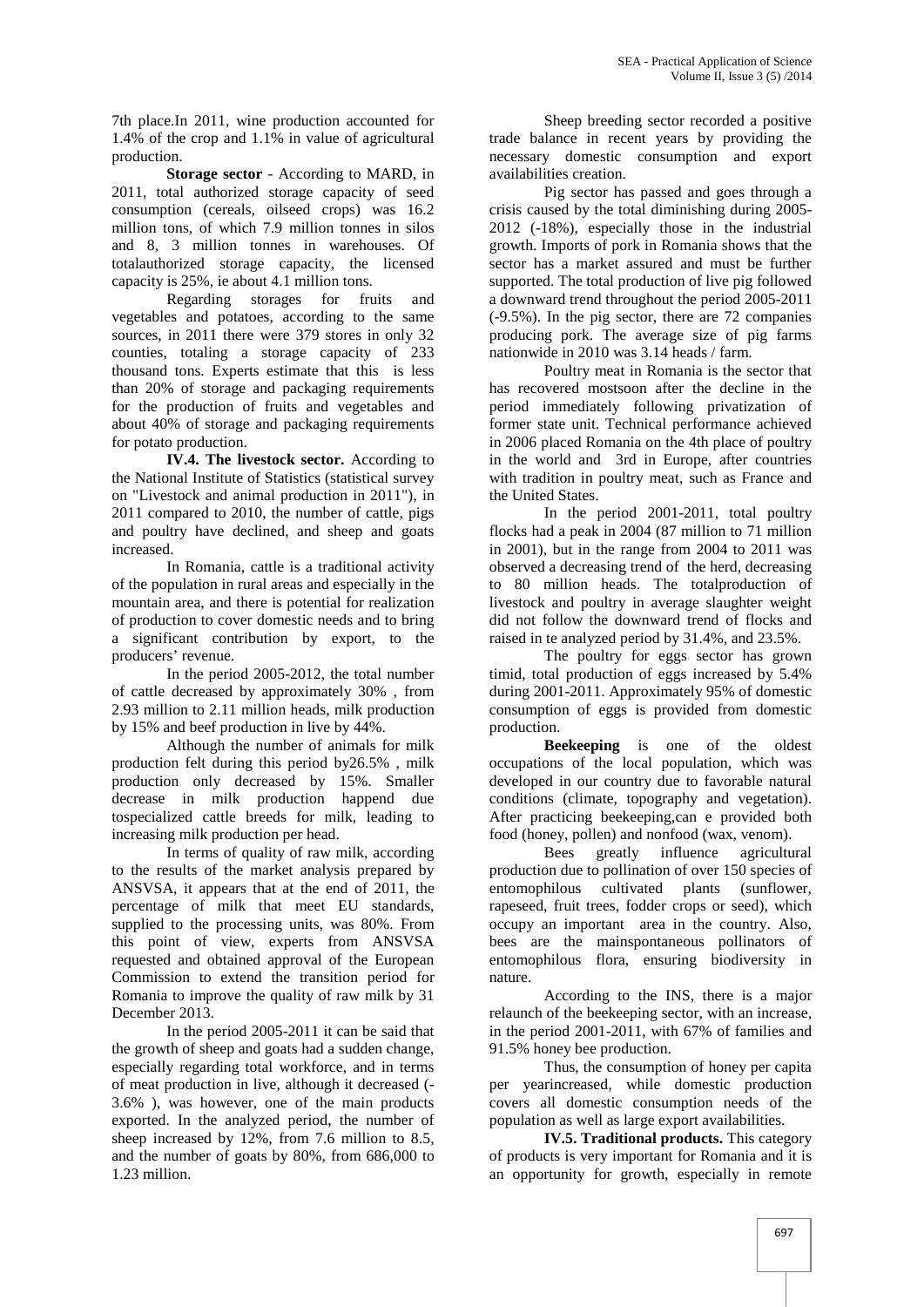7th place.In 2011, wine production accounted for 1.4% of the crop and 1.1% in value of agricultural production.

**Storage sector** - According to MARD, in 2011, total authorized storage capacity of seed consumption (cereals, oilseed crops) was 16.2 million tons, of which 7.9 million tonnes in silos and 8, 3 million tonnes in warehouses. Of totalauthorized storage capacity, the licensed capacity is 25%, ie about 4.1 million tons.

Regarding storages for fruits and vegetables and potatoes, according to the same sources, in 2011 there were 379 stores in only 32 counties, totaling a storage capacity of 233 thousand tons. Experts estimate that this is less than 20% of storage and packaging requirements for the production of fruits and vegetables and about 40% of storage and packaging requirements for potato production.

**IV.4. The livestock sector.** According to the National Institute of Statistics (statistical survey on "Livestock and animal production in 2011"), in 2011 compared to 2010, the number of cattle, pigs and poultry have declined, and sheep and goats increased.

In Romania, cattle is a traditional activity of the population in rural areas and especially in the mountain area, and there is potential for realization of production to cover domestic needs and to bring a significant contribution by export, to the producers' revenue.

In the period 2005-2012, the total number of cattle decreased by approximately 30% , from 2.93 million to 2.11 million heads, milk production by 15% and beef production in live by 44%.

Although the number of animals for milk production felt during this period by26.5% , milk production only decreased by 15%. Smaller decrease in milk production happend due tospecialized cattle breeds for milk, leading to increasing milk production per head.

In terms of quality of raw milk, according to the results of the market analysis prepared by ANSVSA, it appears that at the end of 2011, the percentage of milk that meet EU standards, supplied to the processing units, was 80%. From this point of view, experts from ANSVSA requested and obtained approval of the European Commission to extend the transition period for Romania to improve the quality of raw milk by 31 December 2013.

In the period 2005-2011 it can be said that the growth of sheep and goats had a sudden change, especially regarding total workforce, and in terms of meat production in live, although it decreased (-3.6% ), was however, one of the main products exported. In the analyzed period, the number of sheep increased by 12%, from 7.6 million to 8.5, and the number of goats by 80%, from 686,000 to 1.23 million.

Sheep breeding sector recorded a positive trade balance in recent years by providing the necessary domestic consumption and export availabilities creation.

Pig sector has passed and goes through a crisis caused by the total diminishing during 2005-2012 (-18%), especially those in the industrial growth. Imports of pork in Romania shows that the sector has a market assured and must be further supported. The total production of live pig followed a downward trend throughout the period 2005-2011 (-9.5%). In the pig sector, there are 72 companies producing pork. The average size of pig farms nationwide in 2010 was 3.14 heads / farm.

Poultry meat in Romania is the sector that has recovered mostsoon after the decline in the period immediately following privatization of former state unit. Technical performance achieved in 2006 placed Romania on the 4th place of poultry in the world and 3rd in Europe, after countries with tradition in poultry meat, such as France and the United States.

In the period 2001-2011, total poultry flocks had a peak in 2004 (87 million to 71 million in 2001), but in the range from 2004 to 2011 was observed a decreasing trend of the herd, decreasing to 80 million heads. The totalproduction of livestock and poultry in average slaughter weight did not follow the downward trend of flocks and raised in te analyzed period by 31.4%, and 23.5%.

The poultry for eggs sector has grown timid, total production of eggs increased by 5.4% during 2001-2011. Approximately 95% of domestic consumption of eggs is provided from domestic production.

**Beekeeping** is one of the oldest occupations of the local population, which was developed in our country due to favorable natural conditions (climate, topography and vegetation). After practicing beekeeping,can e provided both food (honey, pollen) and nonfood (wax, venom).

Bees greatly influence agricultural production due to pollination of over 150 species of entomophilous cultivated plants (sunflower, rapeseed, fruit trees, fodder crops or seed), which occupy an important area in the country. Also, bees are the mainspontaneous pollinators of entomophilous flora, ensuring biodiversity in nature.

According to the INS, there is a major relaunch of the beekeeping sector, with an increase, in the period 2001-2011, with 67% of families and 91.5% honey bee production.

Thus, the consumption of honey per capita per yearincreased, while domestic production covers all domestic consumption needs of the population as well as large export availabilities.

**IV.5. Traditional products.** This category of products is very important for Romania and it is an opportunity for growth, especially in remote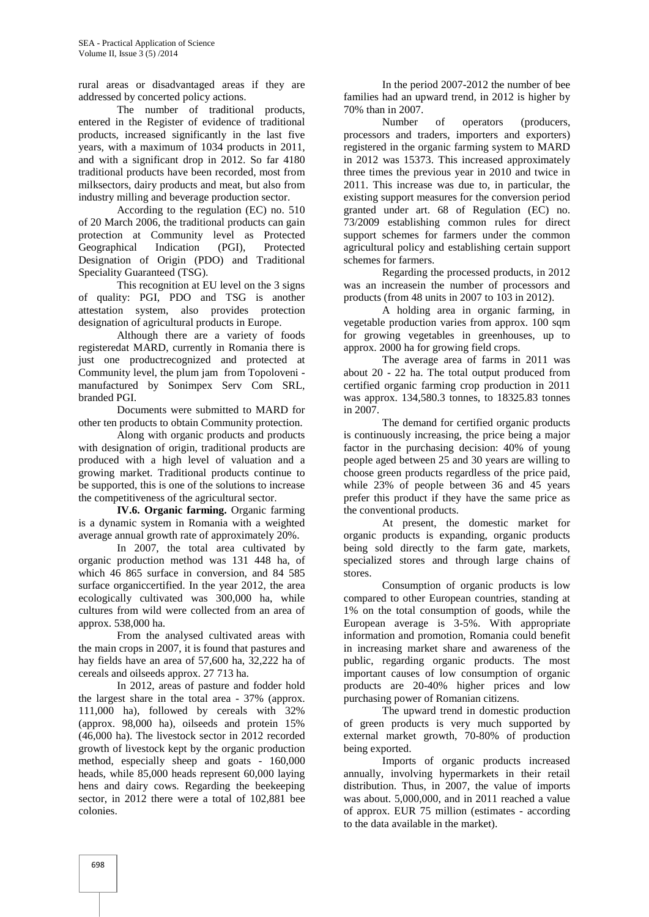rural areas or disadvantaged areas if they are addressed by concerted policy actions.

The number of traditional products, entered in the Register of evidence of traditional products, increased significantly in the last five years, with a maximum of 1034 products in 2011, and with a significant drop in 2012. So far 4180 traditional products have been recorded, most from milksectors, dairy products and meat, but also from industry milling and beverage production sector.

According to the regulation (EC) no. 510 of 20 March 2006, the traditional products can gain protection at Community level as Protected Geographical Indication (PGI), Protected Designation of Origin (PDO) and Traditional Speciality Guaranteed (TSG).

This recognition at EU level on the 3 signs of quality: PGI, PDO and TSG is another attestation system, also provides protection designation of agricultural products in Europe.

Although there are a variety of foods registeredat MARD, currently in Romania there is just one productrecognized and protected at Community level, the plum jam from Topoloveni - manufactured by Sonimpex Serv Com SRL, branded PGI.

Documents were submitted to MARD for other ten products to obtain Community protection.

Along with organic products and products with designation of origin, traditional products are produced with a high level of valuation and a growing market. Traditional products continue to be supported, this is one of the solutions to increase the competitiveness of the agricultural sector.

**IV.6. Organic farming.** Organic farming is a dynamic system in Romania with a weighted average annual growth rate of approximately 20%.

In 2007, the total area cultivated by organic production method was 131 448 ha, of which 46 865 surface in conversion, and 84 585 surface organiccertified. In the year 2012, the area ecologically cultivated was 300,000 ha, while cultures from wild were collected from an area of approx. 538,000 ha.

From the analysed cultivated areas with the main crops in 2007, it is found that pastures and hay fields have an area of 57,600 ha, 32,222 ha of cereals and oilseeds approx. 27 713 ha.

In 2012, areas of pasture and fodder hold the largest share in the total area - 37% (approx. 111,000 ha), followed by cereals with 32% (approx. 98,000 ha), oilseeds and protein 15% (46,000 ha). The livestock sector in 2012 recorded growth of livestock kept by the organic production method, especially sheep and goats - 160,000 heads, while 85,000 heads represent 60,000 laying hens and dairy cows. Regarding the beekeeping sector, in 2012 there were a total of 102,881 bee colonies.

In the period 2007-2012 the number of bee families had an upward trend, in 2012 is higher by 70% than in 2007.

Number of operators (producers, processors and traders, importers and exporters) registered in the organic farming system to MARD in 2012 was 15373. This increased approximately three times the previous year in 2010 and twice in 2011. This increase was due to, in particular, the existing support measures for the conversion period granted under art. 68 of Regulation (EC) no. 73/2009 establishing common rules for direct support schemes for farmers under the common agricultural policy and establishing certain support schemes for farmers.

Regarding the processed products, in 2012 was an increasein the number of processors and products (from 48 units in 2007 to 103 in 2012).

A holding area in organic farming, in vegetable production varies from approx. 100 sqm for growing vegetables in greenhouses, up to approx. 2000 ha for growing field crops.

The average area of farms in 2011 was about 20 - 22 ha. The total output produced from certified organic farming crop production in 2011 was approx. 134,580.3 tonnes, to 18325.83 tonnes in 2007.

The demand for certified organic products is continuously increasing, the price being a major factor in the purchasing decision: 40% of young people aged between 25 and 30 years are willing to choose green products regardless of the price paid, while 23% of people between 36 and 45 years prefer this product if they have the same price as the conventional products.

At present, the domestic market for organic products is expanding, organic products being sold directly to the farm gate, markets, specialized stores and through large chains of stores.

Consumption of organic products is low compared to other European countries, standing at 1% on the total consumption of goods, while the European average is 3-5%. With appropriate information and promotion, Romania could benefit in increasing market share and awareness of the public, regarding organic products. The most important causes of low consumption of organic products are 20-40% higher prices and low purchasing power of Romanian citizens.

The upward trend in domestic production of green products is very much supported by external market growth, 70-80% of production being exported.

Imports of organic products increased annually, involving hypermarkets in their retail distribution. Thus, in 2007, the value of imports was about. 5,000,000, and in 2011 reached a value of approx. EUR 75 million (estimates - according to the data available in the market).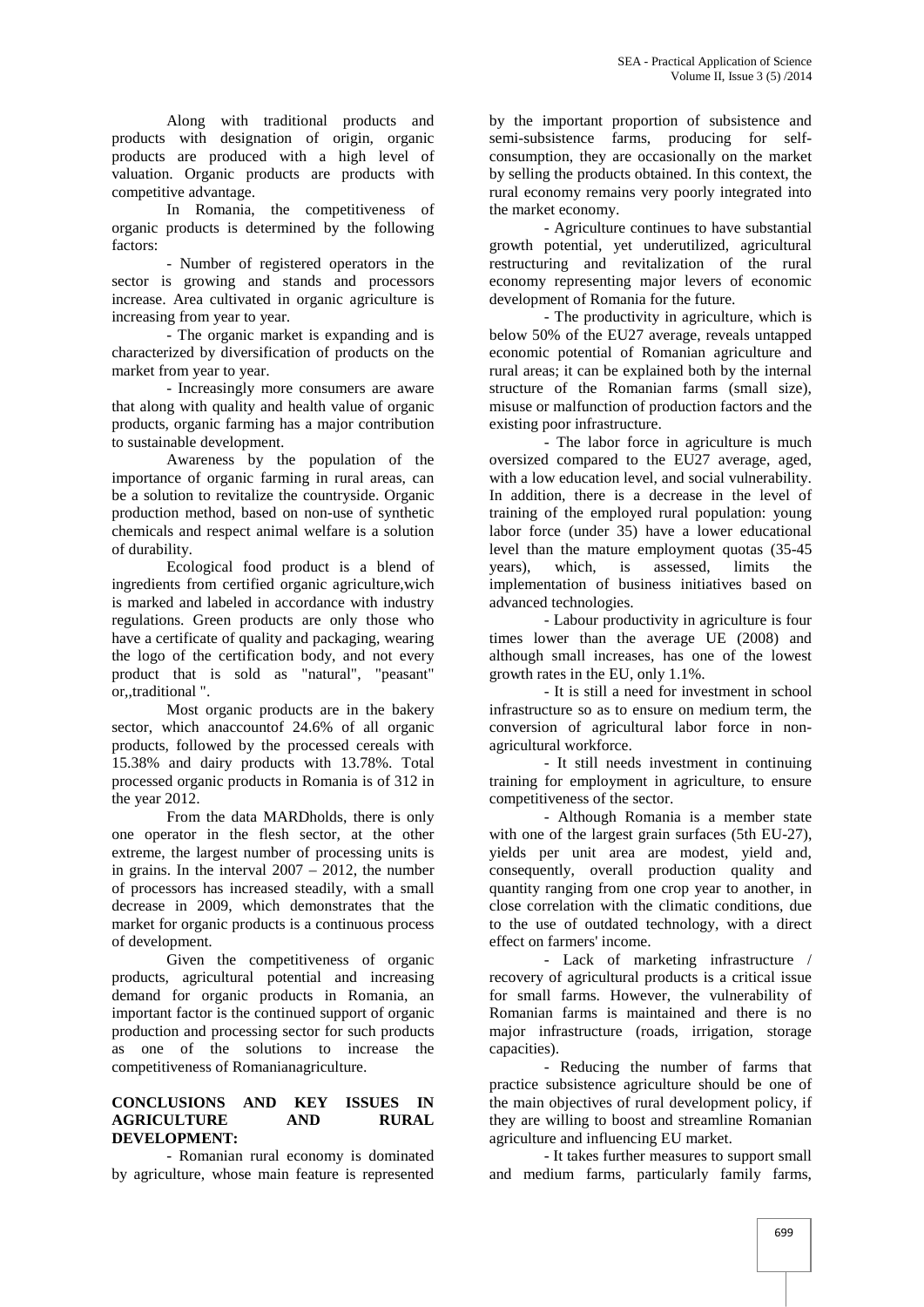Along with traditional products and products with designation of origin, organic products are produced with a high level of valuation. Organic products are products with competitive advantage.

In Romania, the competitiveness of organic products is determined by the following factors:

- Number of registered operators in the sector is growing and stands and processors increase. Area cultivated in organic agriculture is increasing from year to year.
- The organic market is expanding and is characterized by diversification of products on the market from year to year.
- Increasingly more consumers are aware that along with quality and health value of organic products, organic farming has a major contribution to sustainable development.

Awareness by the population of the importance of organic farming in rural areas, can be a solution to revitalize the countryside. Organic production method, based on non-use of synthetic chemicals and respect animal welfare is a solution of durability.

Ecological food product is a blend of ingredients from certified organic agriculture,wich is marked and labeled in accordance with industry regulations. Green products are only those who have a certificate of quality and packaging, wearing the logo of the certification body, and not every product that is sold as "natural", "peasant" or,,traditional ".

Most organic products are in the bakery sector, which anaccountof 24.6% of all organic products, followed by the processed cereals with 15.38% and dairy products with 13.78%. Total processed organic products in Romania is of 312 in the year 2012.

From the data MARDholds, there is only one operator in the flesh sector, at the other extreme, the largest number of processing units is in grains. In the interval 2007 – 2012, the number of processors has increased steadily, with a small decrease in 2009, which demonstrates that the market for organic products is a continuous process of development.

Given the competitiveness of organic products, agricultural potential and increasing demand for organic products in Romania, an important factor is the continued support of organic production and processing sector for such products as one of the solutions to increase the competitiveness of Romanianagriculture.

## CONCLUSIONS AND KEY ISSUES IN AGRICULTURE AND RURAL DEVELOPMENT:

- Romanian rural economy is dominated by agriculture, whose main feature is represented by the important proportion of subsistence and semi-subsistence farms, producing for self-consumption, they are occasionally on the market by selling the products obtained. In this context, the rural economy remains very poorly integrated into the market economy.
- Agriculture continues to have substantial growth potential, yet underutilized, agricultural restructuring and revitalization of the rural economy representing major levers of economic development of Romania for the future.
- The productivity in agriculture, which is below 50% of the EU27 average, reveals untapped economic potential of Romanian agriculture and rural areas; it can be explained both by the internal structure of the Romanian farms (small size), misuse or malfunction of production factors and the existing poor infrastructure.
- The labor force in agriculture is much oversized compared to the EU27 average, aged, with a low education level, and social vulnerability. In addition, there is a decrease in the level of training of the employed rural population: young labor force (under 35) have a lower educational level than the mature employment quotas (35-45 years), which, is assessed, limits the implementation of business initiatives based on advanced technologies.
- Labour productivity in agriculture is four times lower than the average UE (2008) and although small increases, has one of the lowest growth rates in the EU, only 1.1%.
- It is still a need for investment in school infrastructure so as to ensure on medium term, the conversion of agricultural labor force in non-agricultural workforce.
- It still needs investment in continuing training for employment in agriculture, to ensure competitiveness of the sector.
- Although Romania is a member state with one of the largest grain surfaces (5th EU-27), yields per unit area are modest, yield and, consequently, overall production quality and quantity ranging from one crop year to another, in close correlation with the climatic conditions, due to the use of outdated technology, with a direct effect on farmers' income.
- Lack of marketing infrastructure / recovery of agricultural products is a critical issue for small farms. However, the vulnerability of Romanian farms is maintained and there is no major infrastructure (roads, irrigation, storage capacities).
- Reducing the number of farms that practice subsistence agriculture should be one of the main objectives of rural development policy, if they are willing to boost and streamline Romanian agriculture and influencing EU market.
- It takes further measures to support small and medium farms, particularly family farms,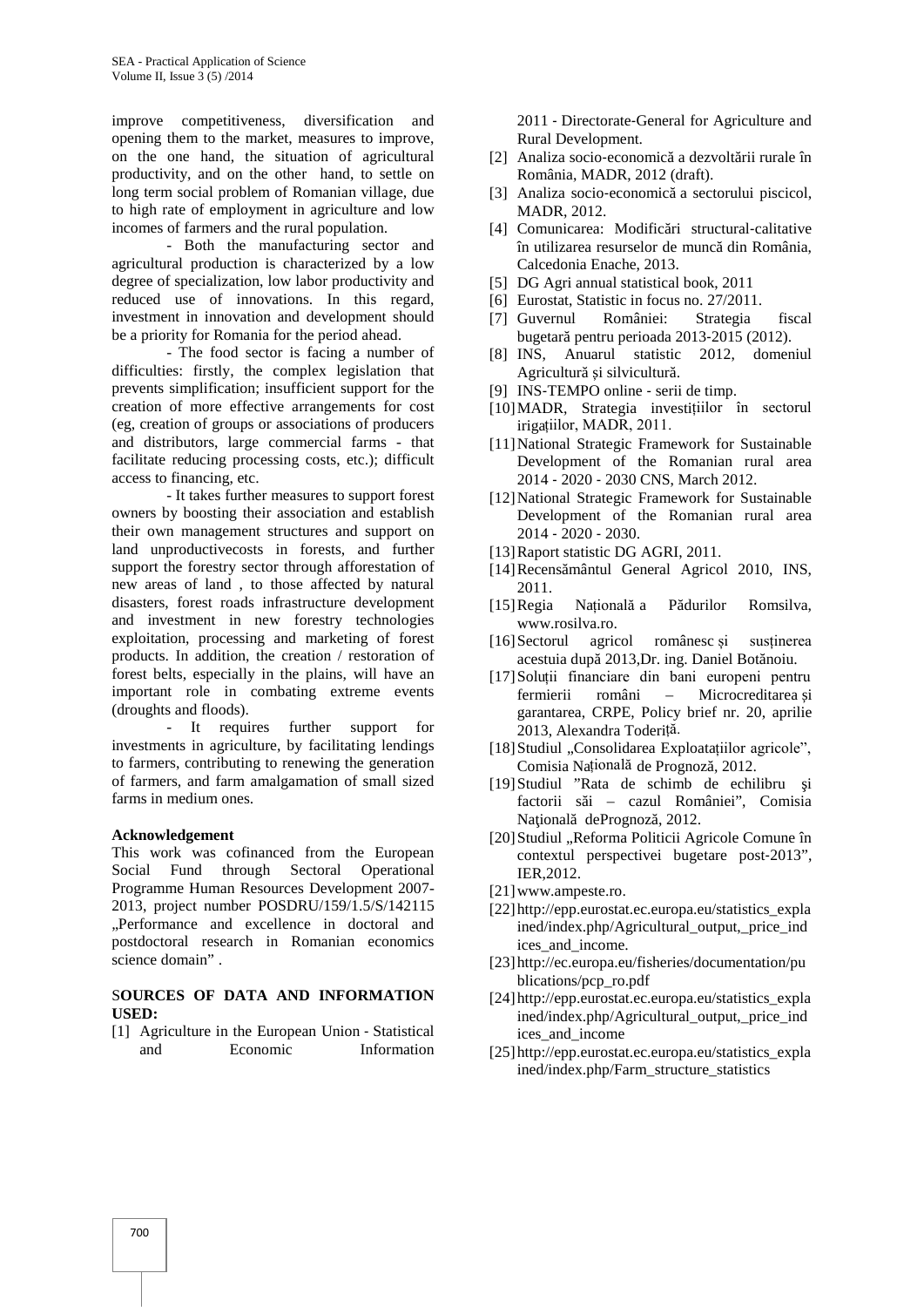improve competitiveness, diversification and opening them to the market, measures to improve, on the one hand, the situation of agricultural productivity, and on the other hand, to settle on long term social problem of Romanian village, due to high rate of employment in agriculture and low incomes of farmers and the rural population.

- Both the manufacturing sector and agricultural production is characterized by a low degree of specialization, low labor productivity and reduced use of innovations. In this regard, investment in innovation and development should be a priority for Romania for the period ahead.

- The food sector is facing a number of difficulties: firstly, the complex legislation that prevents simplification; insufficient support for the creation of more effective arrangements for cost (eg, creation of groups or associations of producers and distributors, large commercial farms - that facilitate reducing processing costs, etc.); difficult access to financing, etc.

- It takes further measures to support forest owners by boosting their association and establish their own management structures and support on land unproductivecosts in forests, and further support the forestry sector through afforestation of new areas of land , to those affected by natural disasters, forest roads infrastructure development and investment in new forestry technologies exploitation, processing and marketing of forest products. In addition, the creation / restoration of forest belts, especially in the plains, will have an important role in combating extreme events (droughts and floods).

- It requires further support for investments in agriculture, by facilitating lendings to farmers, contributing to renewing the generation of farmers, and farm amalgamation of small sized farms in medium ones.

**Acknowledgement**

This work was cofinanced from the European Social Fund through Sectoral Operational Programme Human Resources Development 2007-2013, project number POSDRU/159/1.5/S/142115 „Performance and excellence in doctoral and postdoctoral research in Romanian economics science domain" .

## SOURCES OF DATA AND INFORMATION USED:

[1] Agriculture in the European Union - Statistical and Economic Information 2011 - Directorate-General for Agriculture and Rural Development.

[2] Analiza socio-economică a dezvoltării rurale în România, MADR, 2012 (draft).

[3] Analiza socio-economică a sectorului piscicol, MADR, 2012.

[4] Comunicarea: Modificări structural-calitative în utilizarea resurselor de muncă din România, Calcedonia Enache, 2013.

[5] DG Agri annual statistical book, 2011

[6] Eurostat, Statistic in focus no. 27/2011.

[7] Guvernul României: Strategia fiscal bugetară pentru perioada 2013-2015 (2012).

[8] INS, Anuarul statistic 2012, domeniul Agricultură și silvicultură.

[9] INS-TEMPO online - serii de timp.

[10] MADR, Strategia investițiilor în sectorul irigațiilor, MADR, 2011.

[11] National Strategic Framework for Sustainable Development of the Romanian rural area 2014 - 2020 - 2030 CNS, March 2012.

[12] National Strategic Framework for Sustainable Development of the Romanian rural area 2014 - 2020 - 2030.

[13] Raport statistic DG AGRI, 2011.

[14] Recensământul General Agricol 2010, INS, 2011.

[15] Regia Națională a Pădurilor Romsilva, www.rosilva.ro.

[16] Sectorul agricol românesc și susținerea acestuia după 2013,Dr. ing. Daniel Botănoiu.

[17] Soluții financiare din bani europeni pentru fermierii români – Microcreditarea și garantarea, CRPE, Policy brief nr. 20, aprilie 2013, Alexandra Toderiță.

[18] Studiul „Consolidarea Exploatațiilor agricole", Comisia Națională de Prognoză, 2012.

[19] Studiul "Rata de schimb de echilibru şi factorii săi – cazul României", Comisia Naţională dePrognoză, 2012.

[20] Studiul „Reforma Politicii Agricole Comune în contextul perspectivei bugetare post-2013", IER,2012.

[21] www.ampeste.ro.

[22] http://epp.eurostat.ec.europa.eu/statistics_explained/index.php/Agricultural_output,_price_indices_and_income.

[23] http://ec.europa.eu/fisheries/documentation/publications/pcp_ro.pdf

[24] http://epp.eurostat.ec.europa.eu/statistics_explained/index.php/Agricultural_output,_price_indices_and_income

[25] http://epp.eurostat.ec.europa.eu/statistics_explained/index.php/Farm_structure_statistics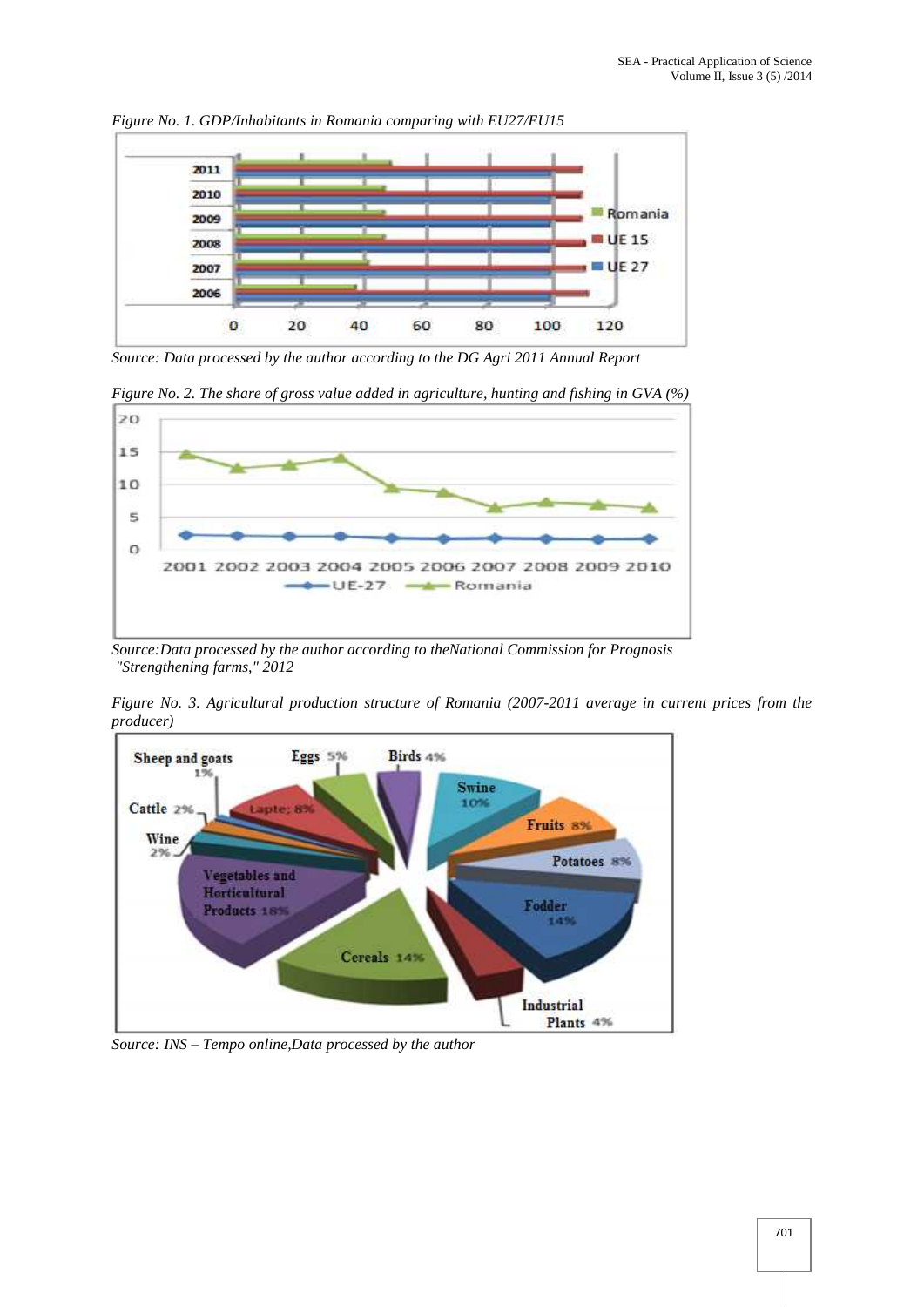*Figure No. 1. GDP/Inhabitants in Romania comparing with EU27/EU15*

*Source: Data processed by the author according to the DG Agri 2011 Annual Report*

*Figure No. 2. The share of gross value added in agriculture, hunting and fishing in GVA (%)*

*Source:Data processed by the author according to theNational Commission for Prognosis "Strengthening farms," 2012*

*Figure No. 3. Agricultural production structure of Romania (2007-2011 average in current prices from the producer)*

*Source: INS – Tempo online,Data processed by the author*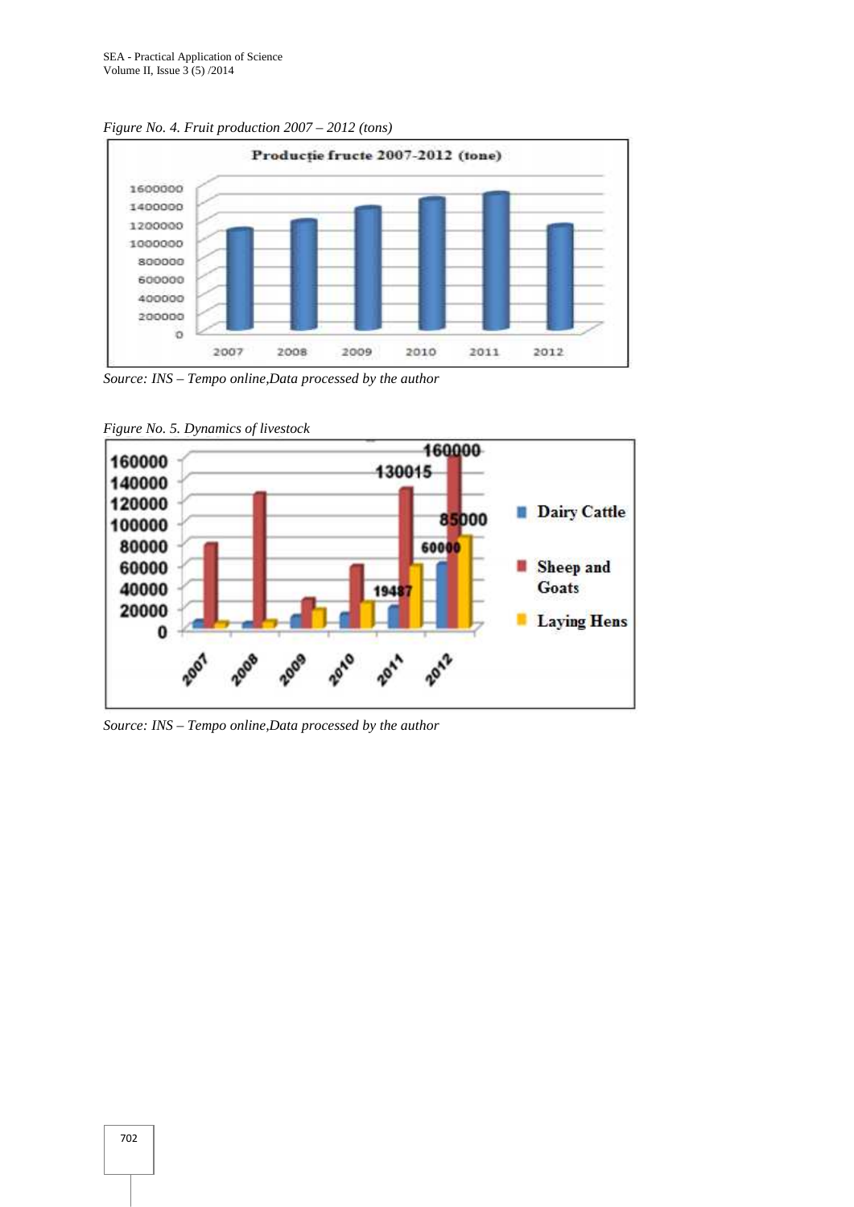*Figure No. 4. Fruit production 2007 – 2012 (tons)*

Producție fructe 2007-2012 (tone)

1600000
1400000
1200000
1000000
800000
600000
400000
200000
0

2007 2008 2009 2010 2011 2012

*Source: INS – Tempo online,Data processed by the author*

*Figure No. 5. Dynamics of livestock*

160000
140000
120000
100000
80000
60000
40000
20000
0

160000
130015
85000
60000
19487

2007 2008 2009 2010 2011 2012

Dairy Cattle
Sheep and Goats
Laying Hens

*Source: INS – Tempo online,Data processed by the author*